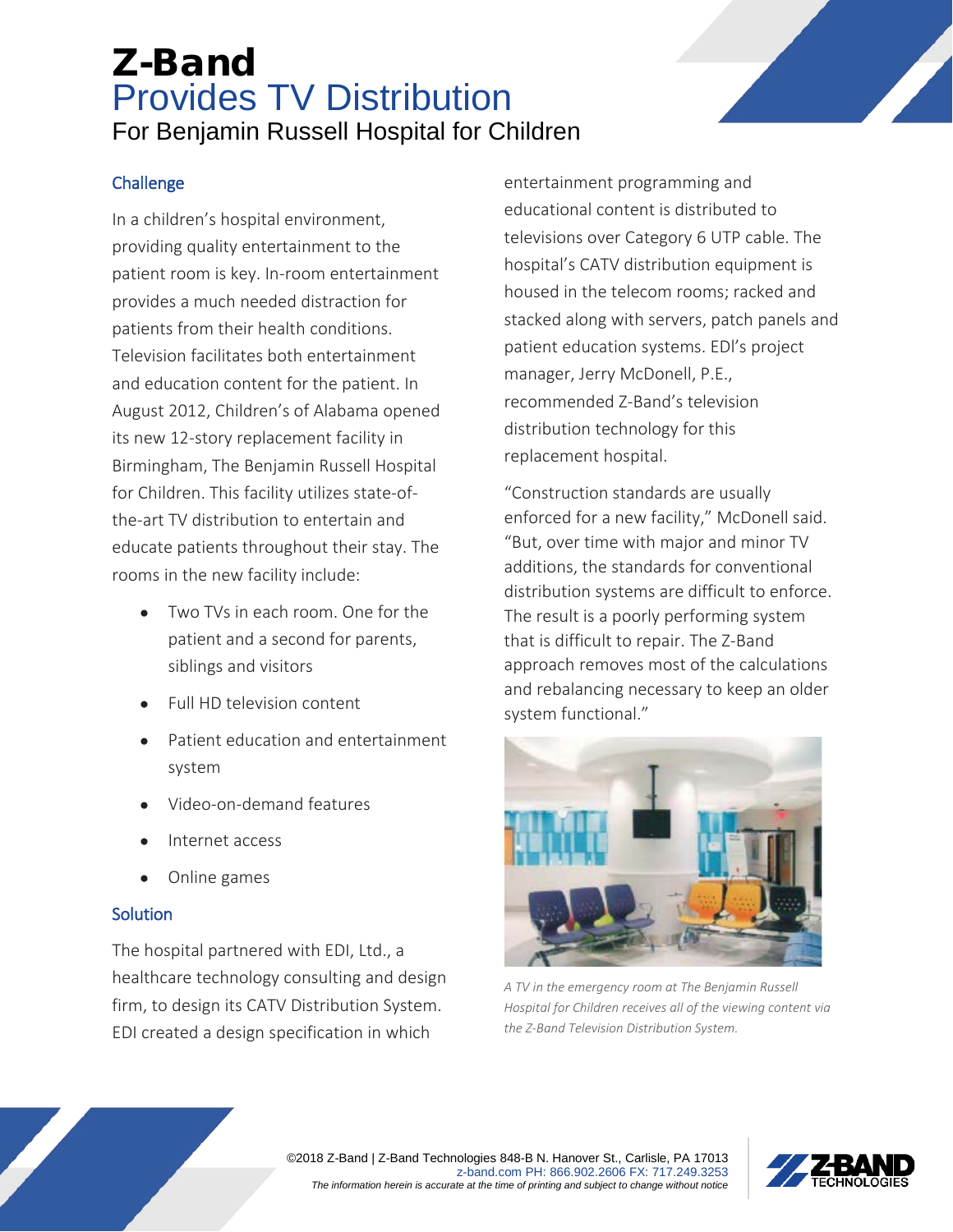# Z-Band

## Provides TV Distribution

### For Benjamin Russell Hospital for Children

#### Challenge

In a children's hospital environment, providing quality entertainment to the patient room is key. In-room entertainment provides a much needed distraction for patients from their health conditions. Television facilitates both entertainment and education content for the patient. In August 2012, Children's of Alabama opened its new 12-story replacement facility in Birmingham, The Benjamin Russell Hospital for Children. This facility utilizes state-of-the-art TV distribution to entertain and educate patients throughout their stay. The rooms in the new facility include:

- Two TVs in each room. One for the patient and a second for parents, siblings and visitors
- Full HD television content
- Patient education and entertainment system
- Video-on-demand features
- Internet access
- Online games

#### Solution

The hospital partnered with EDI, Ltd., a healthcare technology consulting and design firm, to design its CATV Distribution System. EDI created a design specification in which entertainment programming and educational content is distributed to televisions over Category 6 UTP cable. The hospital's CATV distribution equipment is housed in the telecom rooms; racked and stacked along with servers, patch panels and patient education systems. EDI's project manager, Jerry McDonell, P.E., recommended Z-Band's television distribution technology for this replacement hospital.

"Construction standards are usually enforced for a new facility," McDonell said. "But, over time with major and minor TV additions, the standards for conventional distribution systems are difficult to enforce. The result is a poorly performing system that is difficult to repair. The Z-Band approach removes most of the calculations and rebalancing necessary to keep an older system functional."

*A TV in the emergency room at The Benjamin Russell Hospital for Children receives all of the viewing content via the Z-Band Television Distribution System.*

©2018 Z-Band | Z-Band Technologies 848-B N. Hanover St., Carlisle, PA 17013
z-band.com PH: 866.902.2606 FX: 717.249.3253
*The information herein is accurate at the time of printing and subject to change without notice*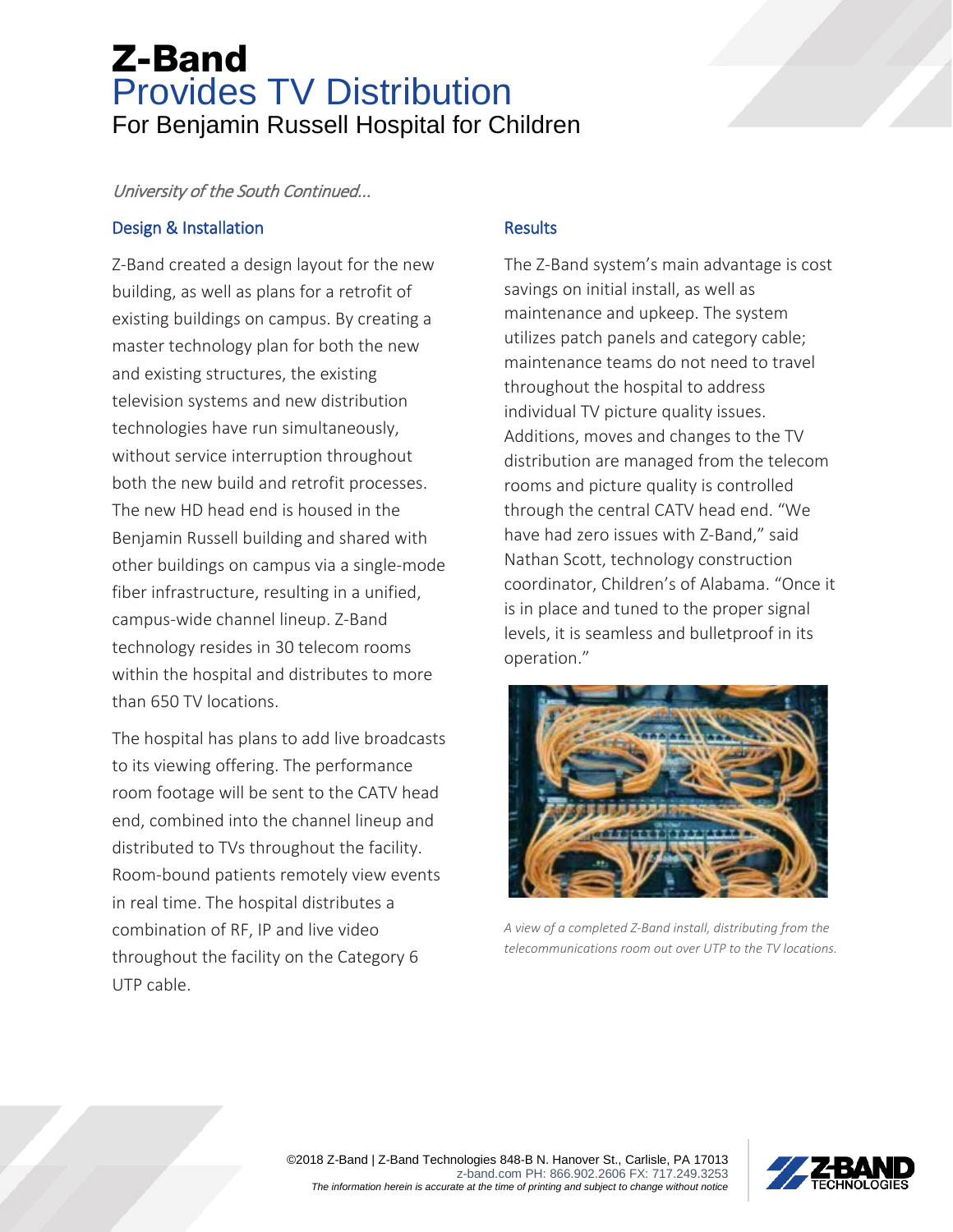# Z-Band
## Provides TV Distribution
### For Benjamin Russell Hospital for Children

*University of the South Continued...*

### Design & Installation

Z-Band created a design layout for the new building, as well as plans for a retrofit of existing buildings on campus. By creating a master technology plan for both the new and existing structures, the existing television systems and new distribution technologies have run simultaneously, without service interruption throughout both the new build and retrofit processes. The new HD head end is housed in the Benjamin Russell building and shared with other buildings on campus via a single-mode fiber infrastructure, resulting in a unified, campus-wide channel lineup. Z-Band technology resides in 30 telecom rooms within the hospital and distributes to more than 650 TV locations.

The hospital has plans to add live broadcasts to its viewing offering. The performance room footage will be sent to the CATV head end, combined into the channel lineup and distributed to TVs throughout the facility. Room-bound patients remotely view events in real time. The hospital distributes a combination of RF, IP and live video throughout the facility on the Category 6 UTP cable.

### Results

The Z-Band system's main advantage is cost savings on initial install, as well as maintenance and upkeep. The system utilizes patch panels and category cable; maintenance teams do not need to travel throughout the hospital to address individual TV picture quality issues. Additions, moves and changes to the TV distribution are managed from the telecom rooms and picture quality is controlled through the central CATV head end. "We have had zero issues with Z-Band," said Nathan Scott, technology construction coordinator, Children's of Alabama. "Once it is in place and tuned to the proper signal levels, it is seamless and bulletproof in its operation."

*A view of a completed Z-Band install, distributing from the telecommunications room out over UTP to the TV locations.*

©2018 Z-Band | Z-Band Technologies 848-B N. Hanover St., Carlisle, PA 17013
z-band.com PH: 866.902.2606 FX: 717.249.3253
*The information herein is accurate at the time of printing and subject to change without notice*